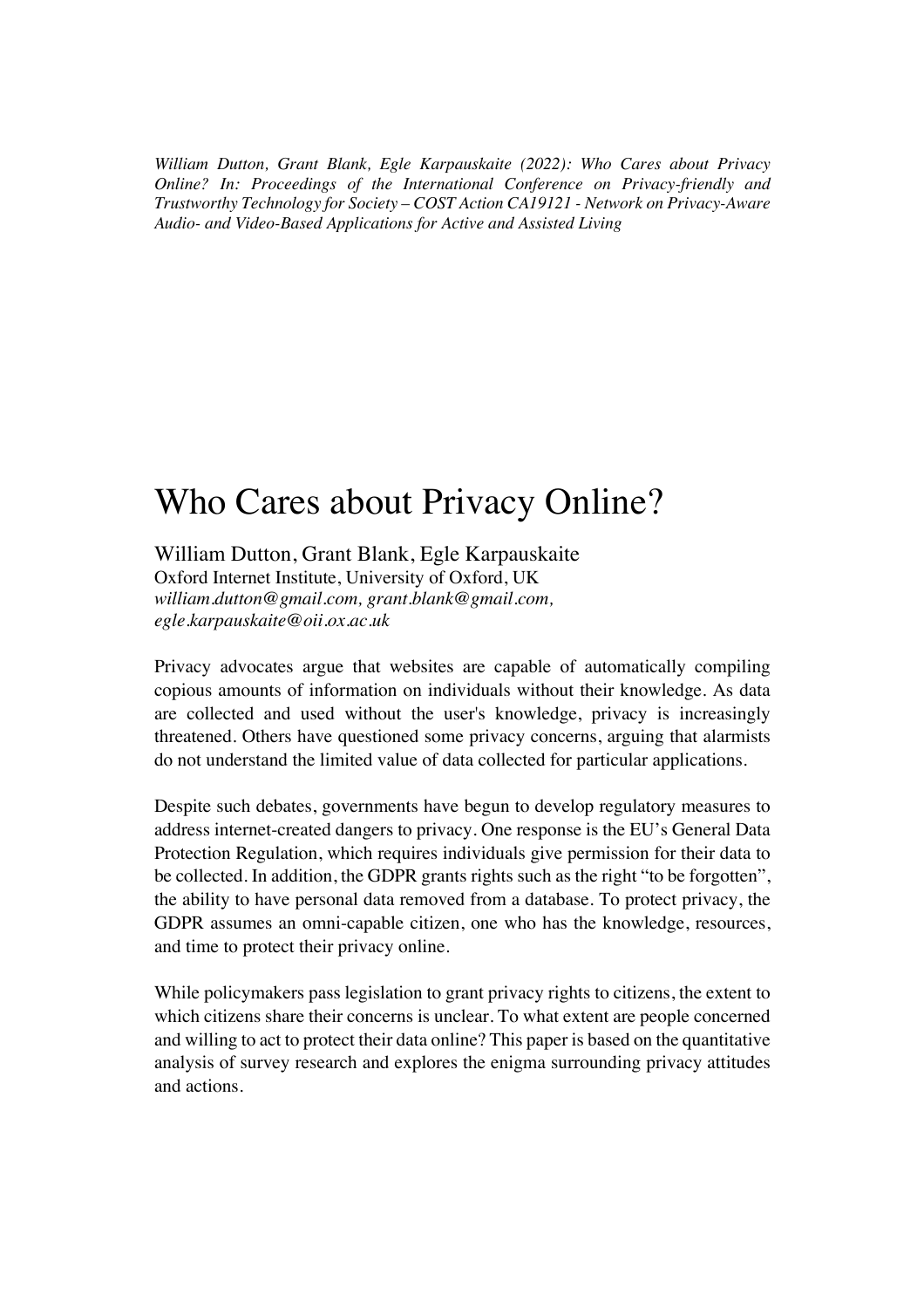*William Dutton, Grant Blank, Egle Karpauskaite (2022): Who Cares about Privacy Online? In: Proceedings of the International Conference on Privacy-friendly and Trustworthy Technology for Society – COST Action CA19121 - Network on Privacy-Aware Audio- and Video-Based Applications for Active and Assisted Living*

# Who Cares about Privacy Online?

William Dutton, Grant Blank, Egle Karpauskaite
Oxford Internet Institute, University of Oxford, UK
*william.dutton@gmail.com, grant.blank@gmail.com, egle.karpauskaite@oii.ox.ac.uk*

Privacy advocates argue that websites are capable of automatically compiling copious amounts of information on individuals without their knowledge. As data are collected and used without the user's knowledge, privacy is increasingly threatened. Others have questioned some privacy concerns, arguing that alarmists do not understand the limited value of data collected for particular applications.

Despite such debates, governments have begun to develop regulatory measures to address internet-created dangers to privacy. One response is the EU's General Data Protection Regulation, which requires individuals give permission for their data to be collected. In addition, the GDPR grants rights such as the right "to be forgotten", the ability to have personal data removed from a database. To protect privacy, the GDPR assumes an omni-capable citizen, one who has the knowledge, resources, and time to protect their privacy online.

While policymakers pass legislation to grant privacy rights to citizens, the extent to which citizens share their concerns is unclear. To what extent are people concerned and willing to act to protect their data online? This paper is based on the quantitative analysis of survey research and explores the enigma surrounding privacy attitudes and actions.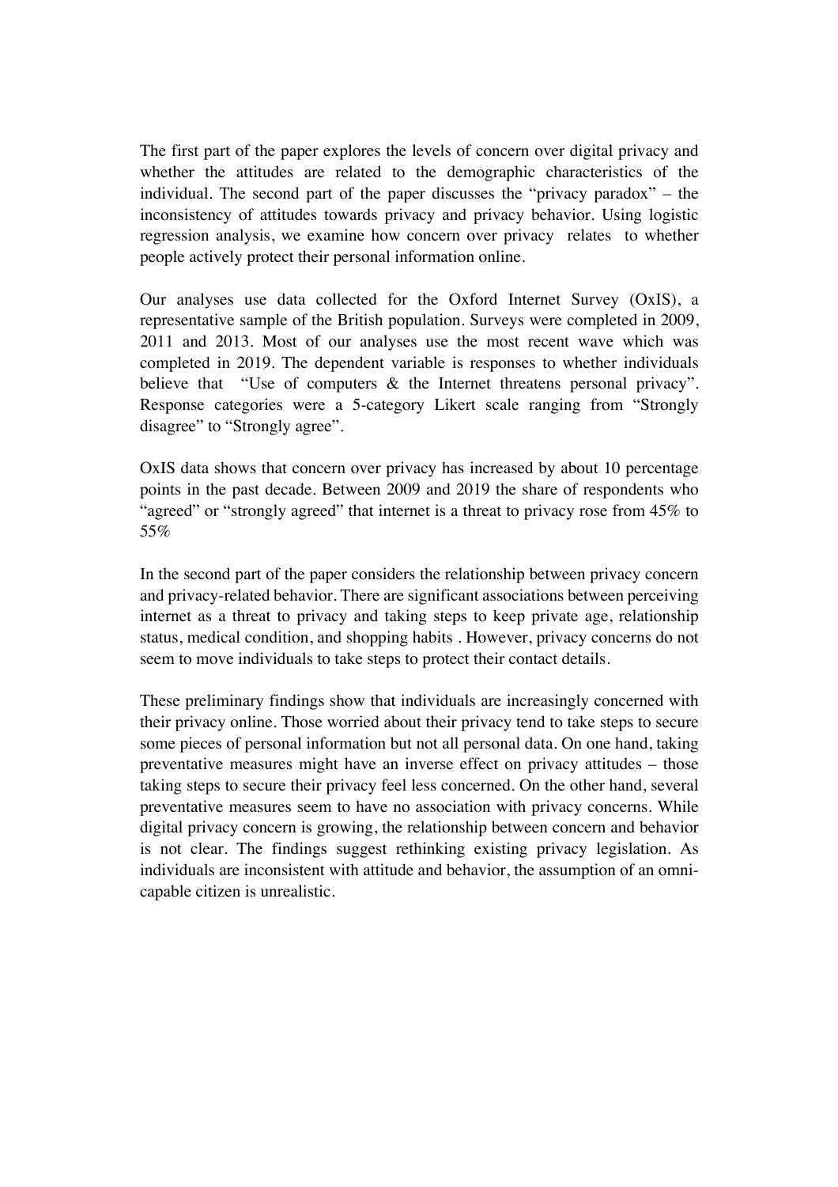The first part of the paper explores the levels of concern over digital privacy and whether the attitudes are related to the demographic characteristics of the individual. The second part of the paper discusses the "privacy paradox" – the inconsistency of attitudes towards privacy and privacy behavior. Using logistic regression analysis, we examine how concern over privacy relates to whether people actively protect their personal information online.

Our analyses use data collected for the Oxford Internet Survey (OxIS), a representative sample of the British population. Surveys were completed in 2009, 2011 and 2013. Most of our analyses use the most recent wave which was completed in 2019. The dependent variable is responses to whether individuals believe that "Use of computers & the Internet threatens personal privacy". Response categories were a 5-category Likert scale ranging from "Strongly disagree" to "Strongly agree".

OxIS data shows that concern over privacy has increased by about 10 percentage points in the past decade. Between 2009 and 2019 the share of respondents who "agreed" or "strongly agreed" that internet is a threat to privacy rose from 45% to 55%

In the second part of the paper considers the relationship between privacy concern and privacy-related behavior. There are significant associations between perceiving internet as a threat to privacy and taking steps to keep private age, relationship status, medical condition, and shopping habits . However, privacy concerns do not seem to move individuals to take steps to protect their contact details.

These preliminary findings show that individuals are increasingly concerned with their privacy online. Those worried about their privacy tend to take steps to secure some pieces of personal information but not all personal data. On one hand, taking preventative measures might have an inverse effect on privacy attitudes – those taking steps to secure their privacy feel less concerned. On the other hand, several preventative measures seem to have no association with privacy concerns. While digital privacy concern is growing, the relationship between concern and behavior is not clear. The findings suggest rethinking existing privacy legislation. As individuals are inconsistent with attitude and behavior, the assumption of an omni-capable citizen is unrealistic.